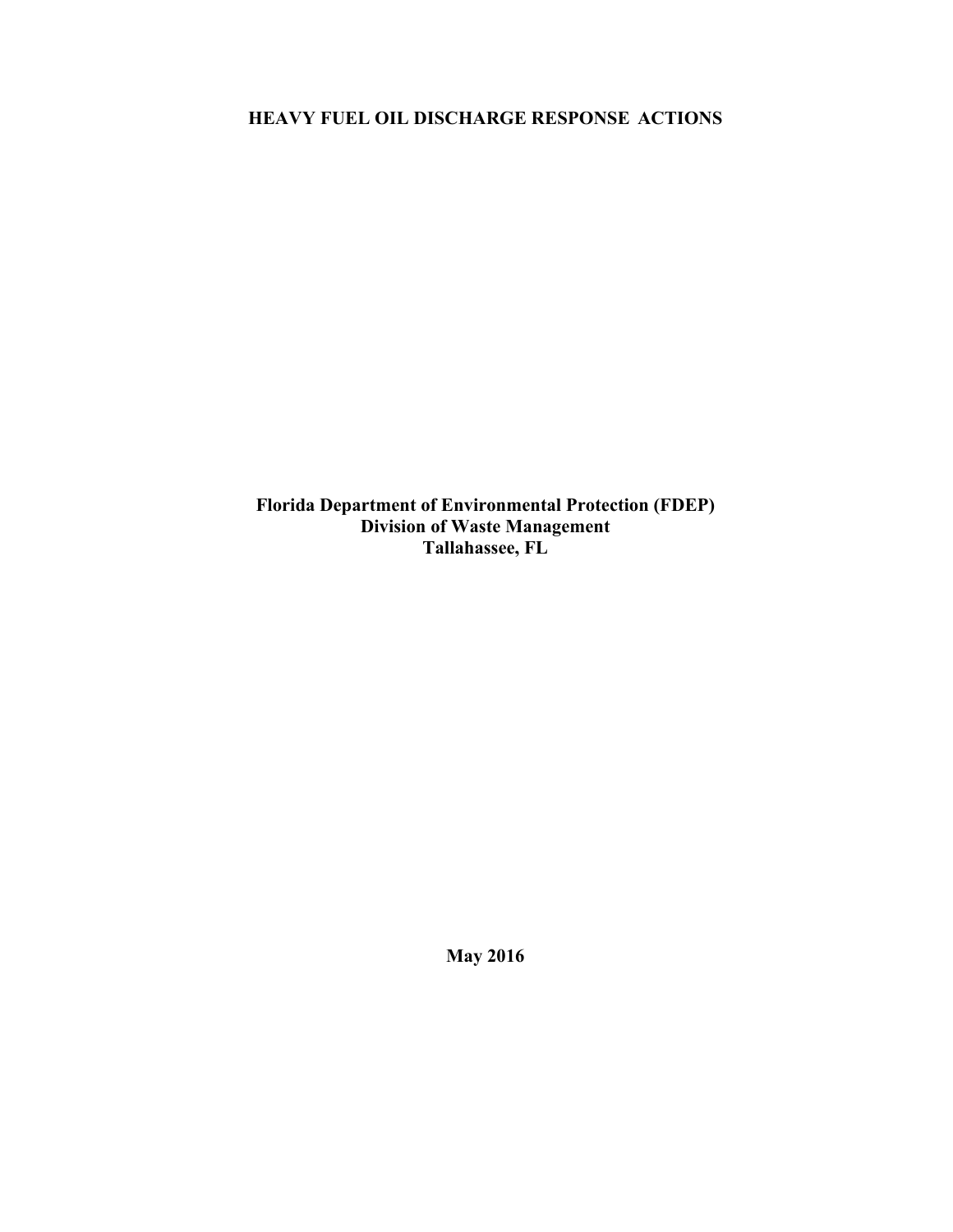# HEAVY FUEL OIL DISCHARGE RESPONSE ACTIONS

**Florida Department of Environmental Protection (FDEP)**
**Division of Waste Management**
**Tallahassee, FL**

**May 2016**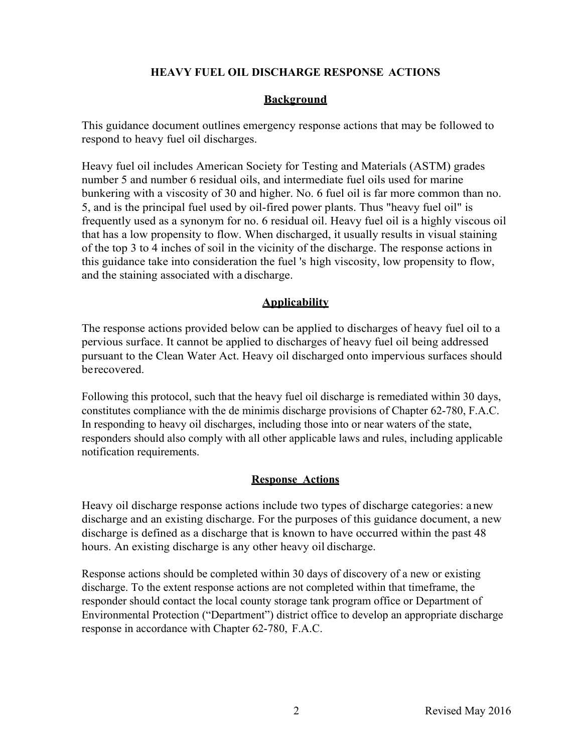# HEAVY FUEL OIL DISCHARGE RESPONSE ACTIONS

## Background

This guidance document outlines emergency response actions that may be followed to respond to heavy fuel oil discharges.

Heavy fuel oil includes American Society for Testing and Materials (ASTM) grades number 5 and number 6 residual oils, and intermediate fuel oils used for marine bunkering with a viscosity of 30 and higher. No. 6 fuel oil is far more common than no. 5, and is the principal fuel used by oil-fired power plants. Thus "heavy fuel oil" is frequently used as a synonym for no. 6 residual oil. Heavy fuel oil is a highly viscous oil that has a low propensity to flow. When discharged, it usually results in visual staining of the top 3 to 4 inches of soil in the vicinity of the discharge. The response actions in this guidance take into consideration the fuel 's high viscosity, low propensity to flow, and the staining associated with a discharge.

## Applicability

The response actions provided below can be applied to discharges of heavy fuel oil to a pervious surface. It cannot be applied to discharges of heavy fuel oil being addressed pursuant to the Clean Water Act. Heavy oil discharged onto impervious surfaces should be recovered.

Following this protocol, such that the heavy fuel oil discharge is remediated within 30 days, constitutes compliance with the de minimis discharge provisions of Chapter 62-780, F.A.C. In responding to heavy oil discharges, including those into or near waters of the state, responders should also comply with all other applicable laws and rules, including applicable notification requirements.

## Response Actions

Heavy oil discharge response actions include two types of discharge categories: a new discharge and an existing discharge. For the purposes of this guidance document, a new discharge is defined as a discharge that is known to have occurred within the past 48 hours. An existing discharge is any other heavy oil discharge.

Response actions should be completed within 30 days of discovery of a new or existing discharge. To the extent response actions are not completed within that timeframe, the responder should contact the local county storage tank program office or Department of Environmental Protection ("Department") district office to develop an appropriate discharge response in accordance with Chapter 62-780, F.A.C.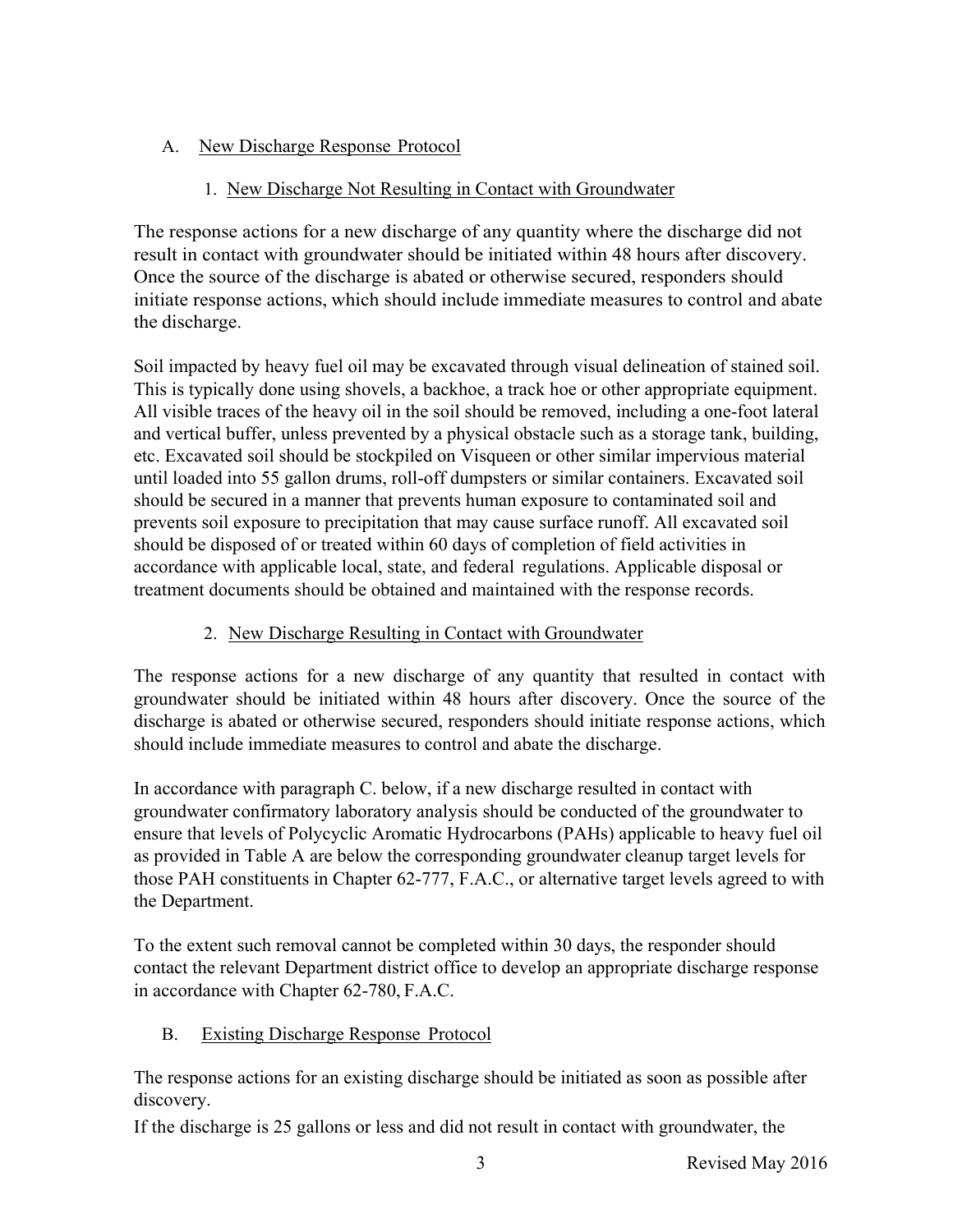## A. New Discharge Response Protocol

### 1. New Discharge Not Resulting in Contact with Groundwater

The response actions for a new discharge of any quantity where the discharge did not result in contact with groundwater should be initiated within 48 hours after discovery. Once the source of the discharge is abated or otherwise secured, responders should initiate response actions, which should include immediate measures to control and abate the discharge.

Soil impacted by heavy fuel oil may be excavated through visual delineation of stained soil. This is typically done using shovels, a backhoe, a track hoe or other appropriate equipment. All visible traces of the heavy oil in the soil should be removed, including a one-foot lateral and vertical buffer, unless prevented by a physical obstacle such as a storage tank, building, etc. Excavated soil should be stockpiled on Visqueen or other similar impervious material until loaded into 55 gallon drums, roll-off dumpsters or similar containers. Excavated soil should be secured in a manner that prevents human exposure to contaminated soil and prevents soil exposure to precipitation that may cause surface runoff. All excavated soil should be disposed of or treated within 60 days of completion of field activities in accordance with applicable local, state, and federal regulations. Applicable disposal or treatment documents should be obtained and maintained with the response records.

### 2. New Discharge Resulting in Contact with Groundwater

The response actions for a new discharge of any quantity that resulted in contact with groundwater should be initiated within 48 hours after discovery. Once the source of the discharge is abated or otherwise secured, responders should initiate response actions, which should include immediate measures to control and abate the discharge.

In accordance with paragraph C. below, if a new discharge resulted in contact with groundwater confirmatory laboratory analysis should be conducted of the groundwater to ensure that levels of Polycyclic Aromatic Hydrocarbons (PAHs) applicable to heavy fuel oil as provided in Table A are below the corresponding groundwater cleanup target levels for those PAH constituents in Chapter 62-777, F.A.C., or alternative target levels agreed to with the Department.

To the extent such removal cannot be completed within 30 days, the responder should contact the relevant Department district office to develop an appropriate discharge response in accordance with Chapter 62-780, F.A.C.

## B. Existing Discharge Response Protocol

The response actions for an existing discharge should be initiated as soon as possible after discovery.

If the discharge is 25 gallons or less and did not result in contact with groundwater, the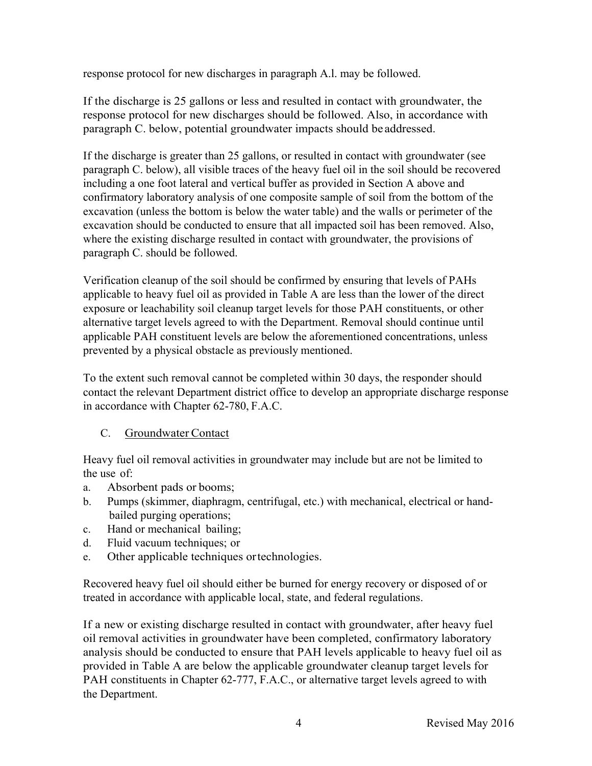response protocol for new discharges in paragraph A.l. may be followed.

If the discharge is 25 gallons or less and resulted in contact with groundwater, the response protocol for new discharges should be followed. Also, in accordance with paragraph C. below, potential groundwater impacts should be addressed.

If the discharge is greater than 25 gallons, or resulted in contact with groundwater (see paragraph C. below), all visible traces of the heavy fuel oil in the soil should be recovered including a one foot lateral and vertical buffer as provided in Section A above and confirmatory laboratory analysis of one composite sample of soil from the bottom of the excavation (unless the bottom is below the water table) and the walls or perimeter of the excavation should be conducted to ensure that all impacted soil has been removed. Also, where the existing discharge resulted in contact with groundwater, the provisions of paragraph C. should be followed.

Verification cleanup of the soil should be confirmed by ensuring that levels of PAHs applicable to heavy fuel oil as provided in Table A are less than the lower of the direct exposure or leachability soil cleanup target levels for those PAH constituents, or other alternative target levels agreed to with the Department. Removal should continue until applicable PAH constituent levels are below the aforementioned concentrations, unless prevented by a physical obstacle as previously mentioned.

To the extent such removal cannot be completed within 30 days, the responder should contact the relevant Department district office to develop an appropriate discharge response in accordance with Chapter 62-780, F.A.C.

## C. Groundwater Contact

Heavy fuel oil removal activities in groundwater may include but are not be limited to the use of:

a. Absorbent pads or booms;
b. Pumps (skimmer, diaphragm, centrifugal, etc.) with mechanical, electrical or hand-bailed purging operations;
c. Hand or mechanical bailing;
d. Fluid vacuum techniques; or
e. Other applicable techniques or technologies.

Recovered heavy fuel oil should either be burned for energy recovery or disposed of or treated in accordance with applicable local, state, and federal regulations.

If a new or existing discharge resulted in contact with groundwater, after heavy fuel oil removal activities in groundwater have been completed, confirmatory laboratory analysis should be conducted to ensure that PAH levels applicable to heavy fuel oil as provided in Table A are below the applicable groundwater cleanup target levels for PAH constituents in Chapter 62-777, F.A.C., or alternative target levels agreed to with the Department.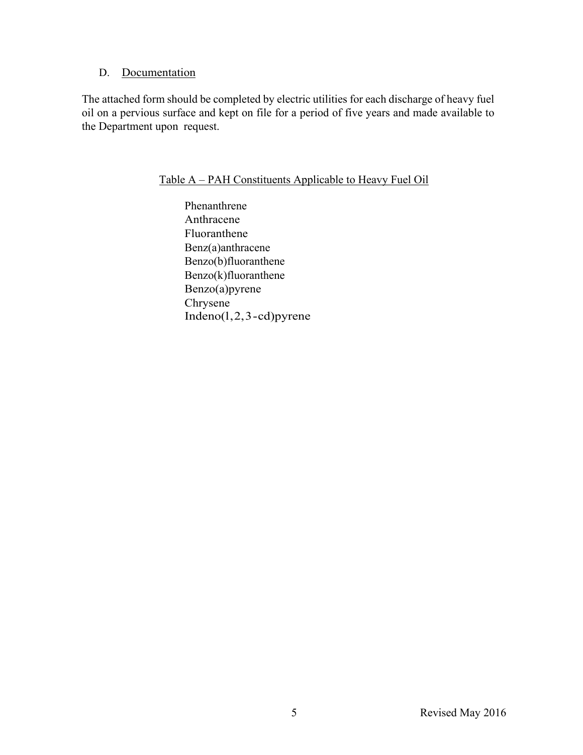D. Documentation

The attached form should be completed by electric utilities for each discharge of heavy fuel oil on a pervious surface and kept on file for a period of five years and made available to the Department upon request.

Table A – PAH Constituents Applicable to Heavy Fuel Oil

Phenanthrene
Anthracene
Fluoranthene
Benz(a)anthracene
Benzo(b)fluoranthene
Benzo(k)fluoranthene
Benzo(a)pyrene
Chrysene
Indeno(1,2,3-cd)pyrene

Revised May 2016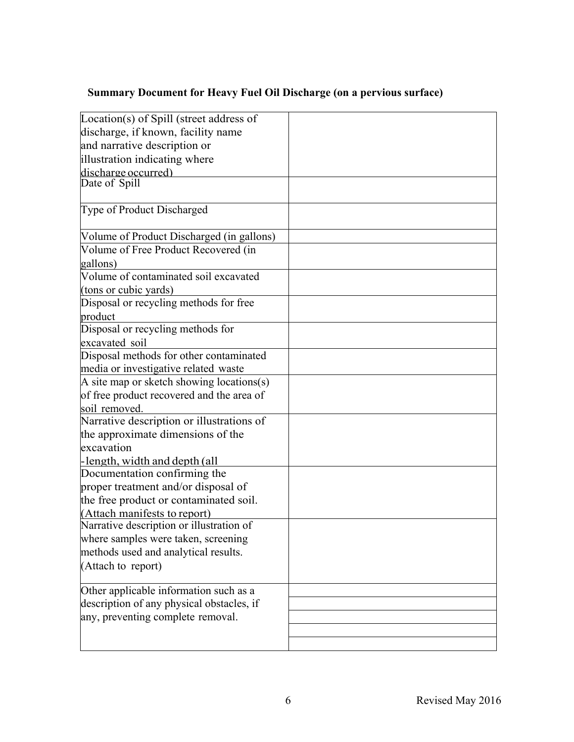**Summary Document for Heavy Fuel Oil Discharge (on a pervious surface)**

| | |
|---|---|
| Location(s) of Spill (street address of discharge, if known, facility name and narrative description or illustration indicating where discharge occurred) | |
| Date of Spill | |
| Type of Product Discharged | |
| Volume of Product Discharged (in gallons) | |
| Volume of Free Product Recovered (in gallons) | |
| Volume of contaminated soil excavated (tons or cubic yards) | |
| Disposal or recycling methods for free product | |
| Disposal or recycling methods for excavated soil | |
| Disposal methods for other contaminated media or investigative related waste | |
| A site map or sketch showing locations(s) of free product recovered and the area of soil removed. | |
| Narrative description or illustrations of the approximate dimensions of the excavation -length, width and depth (all | |
| Documentation confirming the proper treatment and/or disposal of the free product or contaminated soil. (Attach manifests to report) | |
| Narrative description or illustration of where samples were taken, screening methods used and analytical results. (Attach to report) | |
| Other applicable information such as a description of any physical obstacles, if any, preventing complete removal. | |
| | |
| | |
| | |
| | |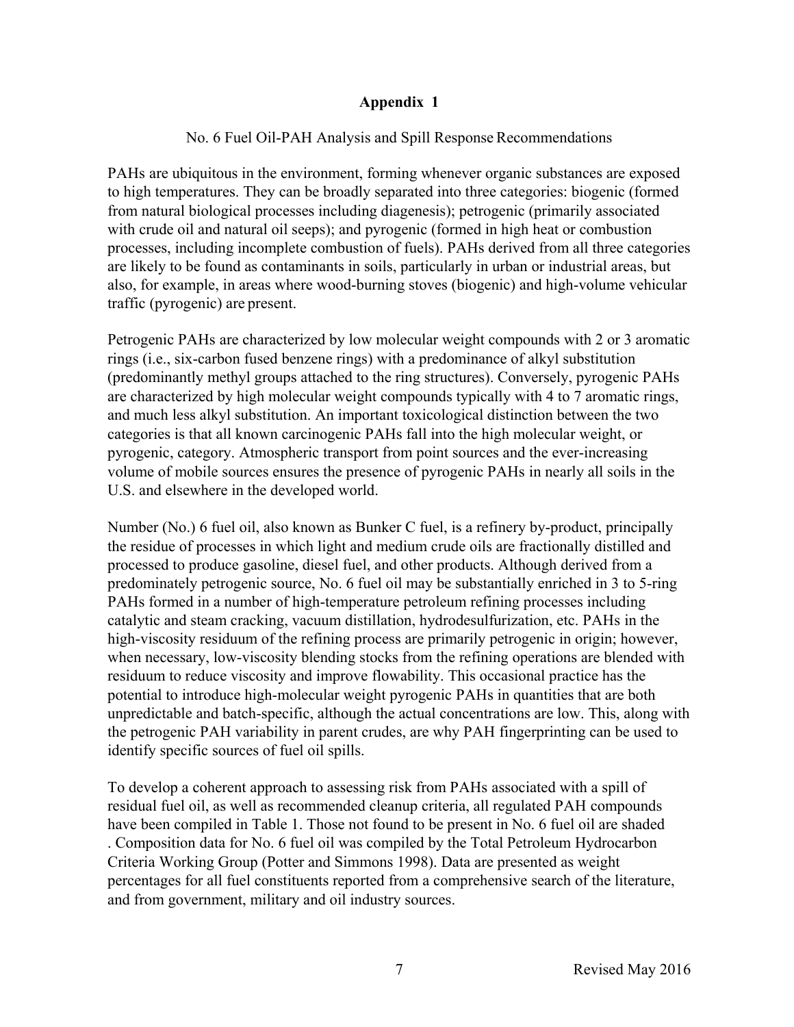# Appendix 1

No. 6 Fuel Oil-PAH Analysis and Spill Response Recommendations

PAHs are ubiquitous in the environment, forming whenever organic substances are exposed to high temperatures. They can be broadly separated into three categories: biogenic (formed from natural biological processes including diagenesis); petrogenic (primarily associated with crude oil and natural oil seeps); and pyrogenic (formed in high heat or combustion processes, including incomplete combustion of fuels). PAHs derived from all three categories are likely to be found as contaminants in soils, particularly in urban or industrial areas, but also, for example, in areas where wood-burning stoves (biogenic) and high-volume vehicular traffic (pyrogenic) are present.

Petrogenic PAHs are characterized by low molecular weight compounds with 2 or 3 aromatic rings (i.e., six-carbon fused benzene rings) with a predominance of alkyl substitution (predominantly methyl groups attached to the ring structures). Conversely, pyrogenic PAHs are characterized by high molecular weight compounds typically with 4 to 7 aromatic rings, and much less alkyl substitution. An important toxicological distinction between the two categories is that all known carcinogenic PAHs fall into the high molecular weight, or pyrogenic, category. Atmospheric transport from point sources and the ever-increasing volume of mobile sources ensures the presence of pyrogenic PAHs in nearly all soils in the U.S. and elsewhere in the developed world.

Number (No.) 6 fuel oil, also known as Bunker C fuel, is a refinery by-product, principally the residue of processes in which light and medium crude oils are fractionally distilled and processed to produce gasoline, diesel fuel, and other products. Although derived from a predominately petrogenic source, No. 6 fuel oil may be substantially enriched in 3 to 5-ring PAHs formed in a number of high-temperature petroleum refining processes including catalytic and steam cracking, vacuum distillation, hydrodesulfurization, etc. PAHs in the high-viscosity residuum of the refining process are primarily petrogenic in origin; however, when necessary, low-viscosity blending stocks from the refining operations are blended with residuum to reduce viscosity and improve flowability. This occasional practice has the potential to introduce high-molecular weight pyrogenic PAHs in quantities that are both unpredictable and batch-specific, although the actual concentrations are low. This, along with the petrogenic PAH variability in parent crudes, are why PAH fingerprinting can be used to identify specific sources of fuel oil spills.

To develop a coherent approach to assessing risk from PAHs associated with a spill of residual fuel oil, as well as recommended cleanup criteria, all regulated PAH compounds have been compiled in Table 1. Those not found to be present in No. 6 fuel oil are shaded . Composition data for No. 6 fuel oil was compiled by the Total Petroleum Hydrocarbon Criteria Working Group (Potter and Simmons 1998). Data are presented as weight percentages for all fuel constituents reported from a comprehensive search of the literature, and from government, military and oil industry sources.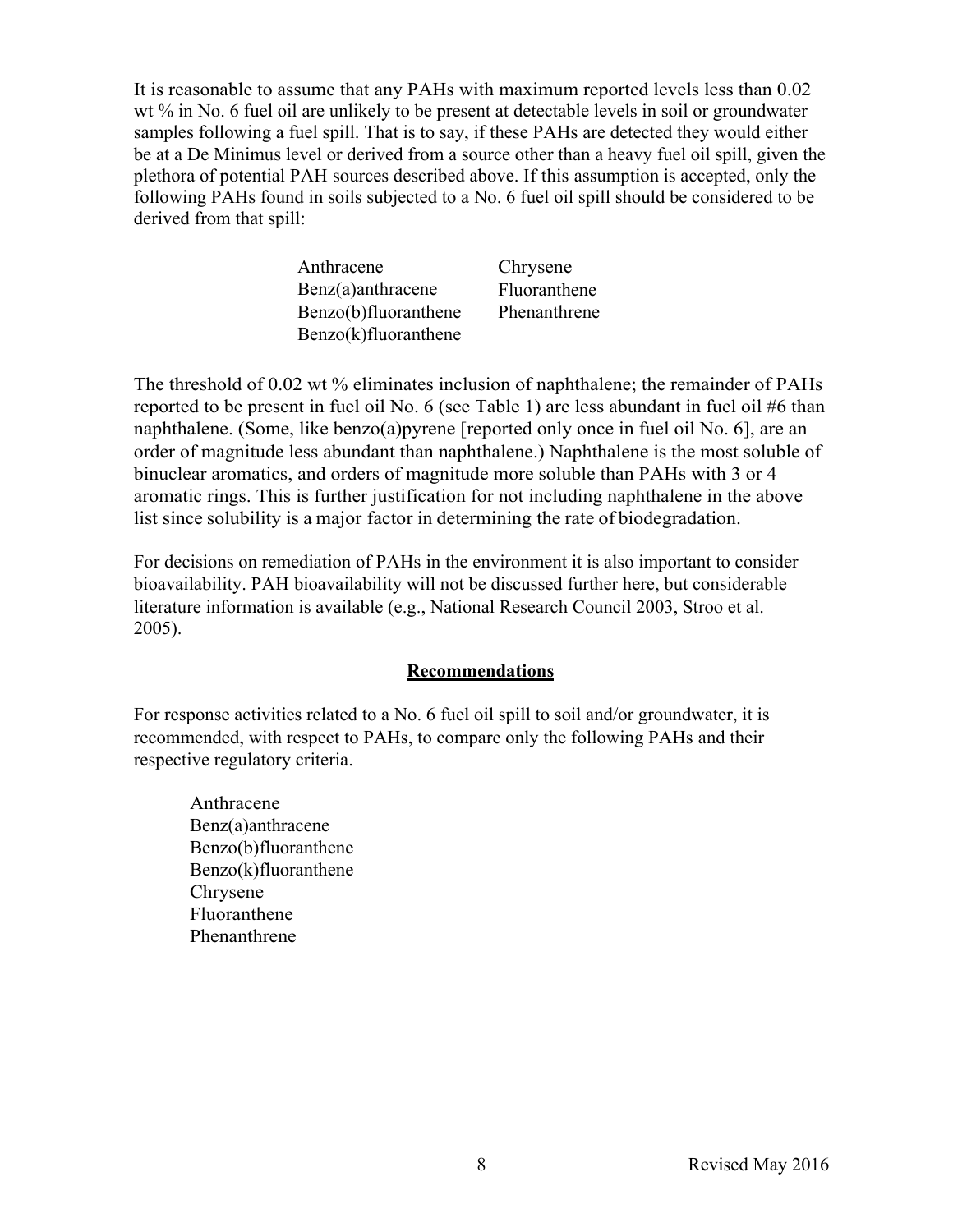It is reasonable to assume that any PAHs with maximum reported levels less than 0.02 wt % in No. 6 fuel oil are unlikely to be present at detectable levels in soil or groundwater samples following a fuel spill. That is to say, if these PAHs are detected they would either be at a De Minimus level or derived from a source other than a heavy fuel oil spill, given the plethora of potential PAH sources described above. If this assumption is accepted, only the following PAHs found in soils subjected to a No. 6 fuel oil spill should be considered to be derived from that spill:

| | |
|---|---|
| Anthracene | Chrysene |
| Benz(a)anthracene | Fluoranthene |
| Benzo(b)fluoranthene | Phenanthrene |
| Benzo(k)fluoranthene | |

The threshold of 0.02 wt % eliminates inclusion of naphthalene; the remainder of PAHs reported to be present in fuel oil No. 6 (see Table 1) are less abundant in fuel oil #6 than naphthalene. (Some, like benzo(a)pyrene [reported only once in fuel oil No. 6], are an order of magnitude less abundant than naphthalene.) Naphthalene is the most soluble of binuclear aromatics, and orders of magnitude more soluble than PAHs with 3 or 4 aromatic rings. This is further justification for not including naphthalene in the above list since solubility is a major factor in determining the rate of biodegradation.

For decisions on remediation of PAHs in the environment it is also important to consider bioavailability. PAH bioavailability will not be discussed further here, but considerable literature information is available (e.g., National Research Council 2003, Stroo et al. 2005).

## **Recommendations**

For response activities related to a No. 6 fuel oil spill to soil and/or groundwater, it is recommended, with respect to PAHs, to compare only the following PAHs and their respective regulatory criteria.

- Anthracene
- Benz(a)anthracene
- Benzo(b)fluoranthene
- Benzo(k)fluoranthene
- Chrysene
- Fluoranthene
- Phenanthrene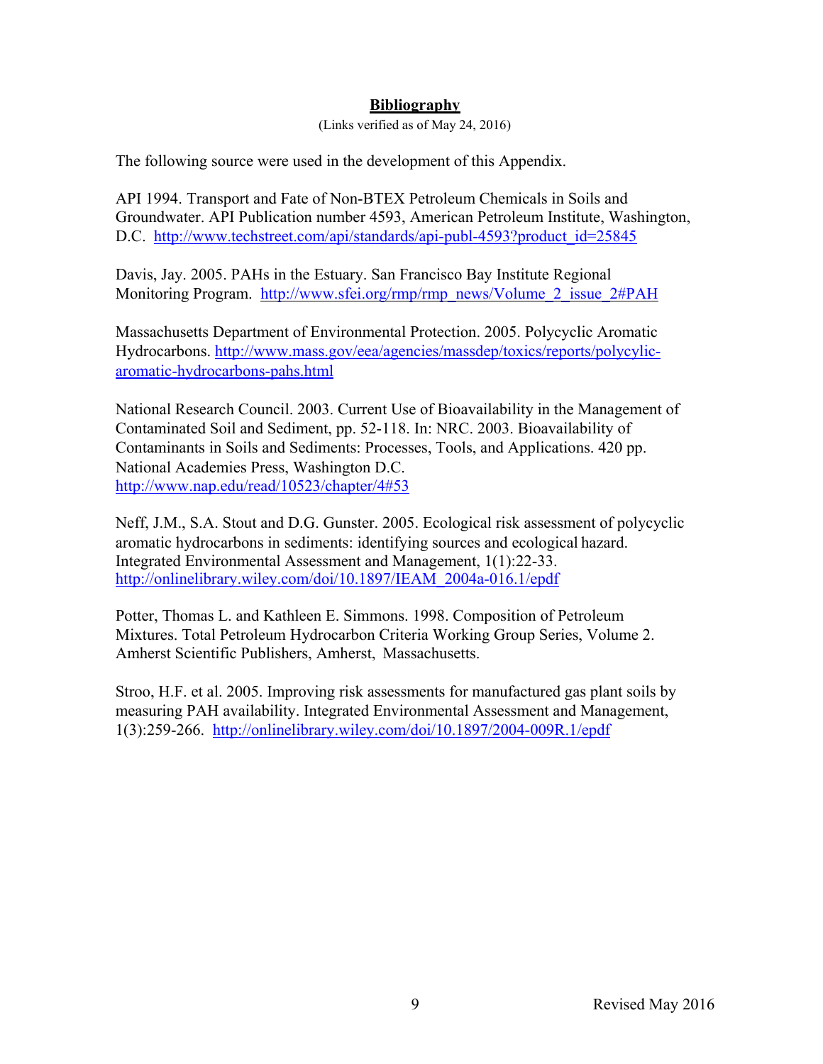# Bibliography

(Links verified as of May 24, 2016)

The following source were used in the development of this Appendix.

API 1994. Transport and Fate of Non-BTEX Petroleum Chemicals in Soils and Groundwater. API Publication number 4593, American Petroleum Institute, Washington, D.C. http://www.techstreet.com/api/standards/api-publ-4593?product_id=25845

Davis, Jay. 2005. PAHs in the Estuary. San Francisco Bay Institute Regional Monitoring Program. http://www.sfei.org/rmp/rmp_news/Volume_2_issue_2#PAH

Massachusetts Department of Environmental Protection. 2005. Polycyclic Aromatic Hydrocarbons. http://www.mass.gov/eea/agencies/massdep/toxics/reports/polycylic-aromatic-hydrocarbons-pahs.html

National Research Council. 2003. Current Use of Bioavailability in the Management of Contaminated Soil and Sediment, pp. 52-118. In: NRC. 2003. Bioavailability of Contaminants in Soils and Sediments: Processes, Tools, and Applications. 420 pp. National Academies Press, Washington D.C. http://www.nap.edu/read/10523/chapter/4#53

Neff, J.M., S.A. Stout and D.G. Gunster. 2005. Ecological risk assessment of polycyclic aromatic hydrocarbons in sediments: identifying sources and ecological hazard. Integrated Environmental Assessment and Management, 1(1):22-33. http://onlinelibrary.wiley.com/doi/10.1897/IEAM_2004a-016.1/epdf

Potter, Thomas L. and Kathleen E. Simmons. 1998. Composition of Petroleum Mixtures. Total Petroleum Hydrocarbon Criteria Working Group Series, Volume 2. Amherst Scientific Publishers, Amherst, Massachusetts.

Stroo, H.F. et al. 2005. Improving risk assessments for manufactured gas plant soils by measuring PAH availability. Integrated Environmental Assessment and Management, 1(3):259-266. http://onlinelibrary.wiley.com/doi/10.1897/2004-009R.1/epdf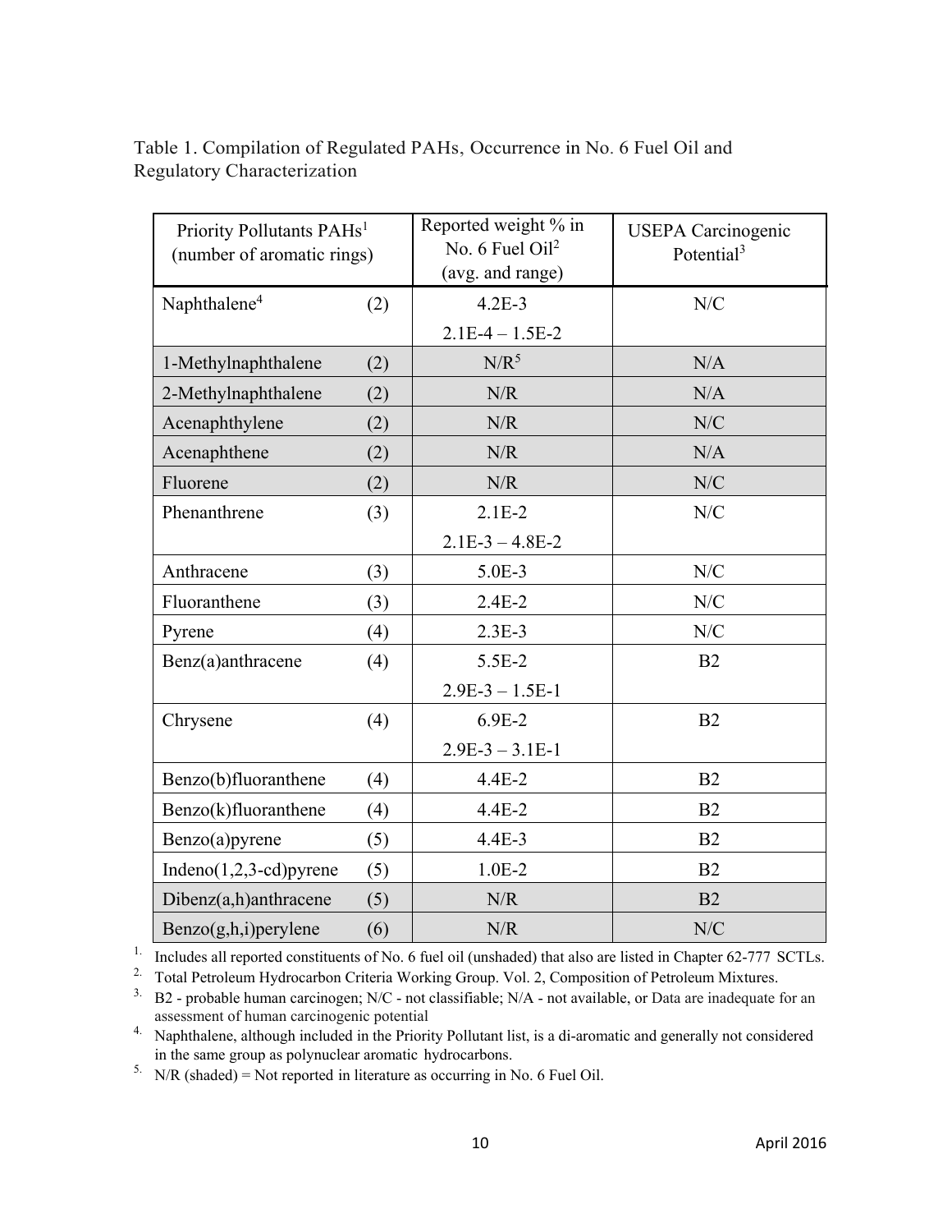Table 1. Compilation of Regulated PAHs, Occurrence in No. 6 Fuel Oil and Regulatory Characterization

| Priority Pollutants PAHs[1] (number of aromatic rings) | | Reported weight % in No. 6 Fuel Oil[2] (avg. and range) | USEPA Carcinogenic Potential[3] |
|---|---|---|---|
| Naphthalene[4] | (2) | 4.2E-3<br>2.1E-4 – 1.5E-2 | N/C |
| 1-Methylnaphthalene | (2) | N/R[5] | N/A |
| 2-Methylnaphthalene | (2) | N/R | N/A |
| Acenaphthylene | (2) | N/R | N/C |
| Acenaphthene | (2) | N/R | N/A |
| Fluorene | (2) | N/R | N/C |
| Phenanthrene | (3) | 2.1E-2<br>2.1E-3 – 4.8E-2 | N/C |
| Anthracene | (3) | 5.0E-3 | N/C |
| Fluoranthene | (3) | 2.4E-2 | N/C |
| Pyrene | (4) | 2.3E-3 | N/C |
| Benz(a)anthracene | (4) | 5.5E-2<br>2.9E-3 – 1.5E-1 | B2 |
| Chrysene | (4) | 6.9E-2<br>2.9E-3 – 3.1E-1 | B2 |
| Benzo(b)fluoranthene | (4) | 4.4E-2 | B2 |
| Benzo(k)fluoranthene | (4) | 4.4E-2 | B2 |
| Benzo(a)pyrene | (5) | 4.4E-3 | B2 |
| Indeno(1,2,3-cd)pyrene | (5) | 1.0E-2 | B2 |
| Dibenz(a,h)anthracene | (5) | N/R | B2 |
| Benzo(g,h,i)perylene | (6) | N/R | N/C |

1. Includes all reported constituents of No. 6 fuel oil (unshaded) that also are listed in Chapter 62-777 SCTLs.
2. Total Petroleum Hydrocarbon Criteria Working Group. Vol. 2, Composition of Petroleum Mixtures.
3. B2 - probable human carcinogen; N/C - not classifiable; N/A - not available, or Data are inadequate for an assessment of human carcinogenic potential
4. Naphthalene, although included in the Priority Pollutant list, is a di-aromatic and generally not considered in the same group as polynuclear aromatic hydrocarbons.
5. N/R (shaded) = Not reported in literature as occurring in No. 6 Fuel Oil.